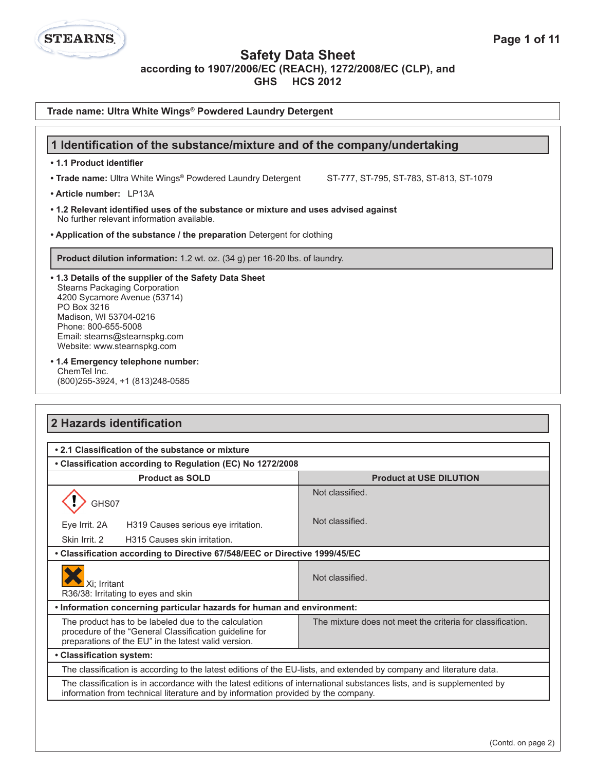# Safety Data Sheet

**according to 1907/2006/EC (REACH), 1272/2008/EC (CLP), and GHS HCS 2012**

**Trade name: Ultra White Wings® Powdered Laundry Detergent**

## 1 Identification of the substance/mixture and of the company/undertaking

- **1.1 Product identifier**
- **Trade name:** Ultra White Wings® Powdered Laundry Detergent ST-777, ST-795, ST-783, ST-813, ST-1079
- **Article number:** LP13A
- **1.2 Relevant identified uses of the substance or mixture and uses advised against**
  No further relevant information available.
- **Application of the substance / the preparation** Detergent for clothing

**Product dilution information:** 1.2 wt. oz. (34 g) per 16-20 lbs. of laundry.

- **1.3 Details of the supplier of the Safety Data Sheet**
  Stearns Packaging Corporation
  4200 Sycamore Avenue (53714)
  PO Box 3216
  Madison, WI 53704-0216
  Phone: 800-655-5008
  Email: stearns@stearnspkg.com
  Website: www.stearnspkg.com
- **1.4 Emergency telephone number:**
  ChemTel Inc.
  (800)255-3924, +1 (813)248-0585

## 2 Hazards identification

| • 2.1 Classification of the substance or mixture | |
|---|---|
| **• Classification according to Regulation (EC) No 1272/2008** | |
| **Product as SOLD** | **Product at USE DILUTION** |
| GHS07 | Not classified. |
| Eye Irrit. 2A H319 Causes serious eye irritation.<br>Skin Irrit. 2 H315 Causes skin irritation. | Not classified. |
| **• Classification according to Directive 67/548/EEC or Directive 1999/45/EC** | |
| Xi; Irritant<br>R36/38: Irritating to eyes and skin | Not classified. |
| **• Information concerning particular hazards for human and environment:** | |
| The product has to be labeled due to the calculation procedure of the "General Classification guideline for preparations of the EU" in the latest valid version. | The mixture does not meet the criteria for classification. |
| **• Classification system:** | |
| The classification is according to the latest editions of the EU-lists, and extended by company and literature data. | |
| The classification is in accordance with the latest editions of international substances lists, and is supplemented by information from technical literature and by information provided by the company. | |

(Contd. on page 2)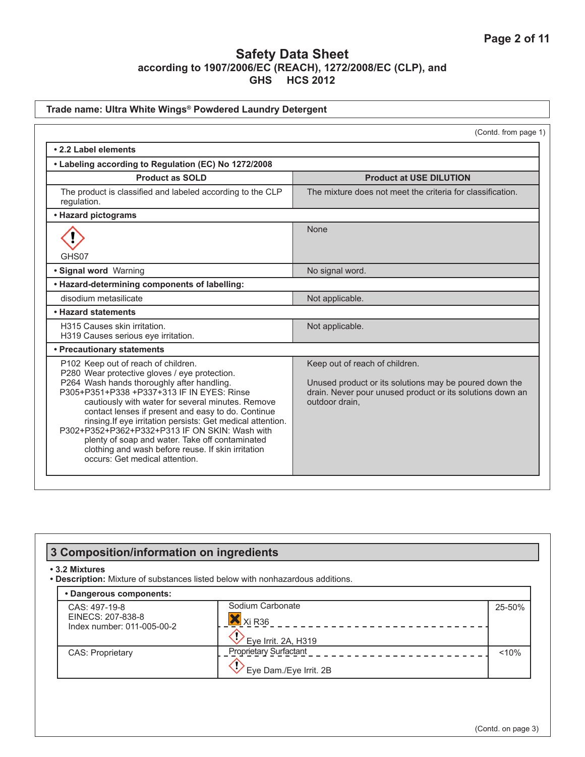# Safety Data Sheet

**according to 1907/2006/EC (REACH), 1272/2008/EC (CLP), and GHS HCS 2012**

**Trade name: Ultra White Wings® Powdered Laundry Detergent**

(Contd. from page 1)

**• 2.2 Label elements**

**• Labeling according to Regulation (EC) No 1272/2008**

| Product as SOLD | Product at USE DILUTION |
|---|---|
| The product is classified and labeled according to the CLP regulation. | The mixture does not meet the criteria for classification. |
| **• Hazard pictograms** | |
| GHS07 | None |
| **• Signal word** Warning | No signal word. |
| **• Hazard-determining components of labelling:** | |
| disodium metasilicate | Not applicable. |
| **• Hazard statements** | |
| H315 Causes skin irritation.<br>H319 Causes serious eye irritation. | Not applicable. |
| **• Precautionary statements** | |
| P102 Keep out of reach of children.<br>P280 Wear protective gloves / eye protection.<br>P264 Wash hands thoroughly after handling.<br>P305+P351+P338 +P337+313 IF IN EYES: Rinse cautiously with water for several minutes. Remove contact lenses if present and easy to do. Continue rinsing.If eye irritation persists: Get medical attention.<br>P302+P352+P362+P332+P313 IF ON SKIN: Wash with plenty of soap and water. Take off contaminated clothing and wash before reuse. If skin irritation occurs: Get medical attention. | Keep out of reach of children.<br><br>Unused product or its solutions may be poured down the drain. Never pour unused product or its solutions down an outdoor drain, |

## 3 Composition/information on ingredients

**• 3.2 Mixtures**

**• Description:** Mixture of substances listed below with nonhazardous additions.

**• Dangerous components:**

| Identifiers | Substance / Classification | Concentration |
|---|---|---|
| CAS: 497-19-8<br>EINECS: 207-838-8<br>Index number: 011-005-00-2 | Sodium Carbonate<br>Xi R36<br>Eye Irrit. 2A, H319 | 25-50% |
| CAS: Proprietary | Proprietary Surfactant<br>Eye Dam./Eye Irrit. 2B | <10% |

(Contd. on page 3)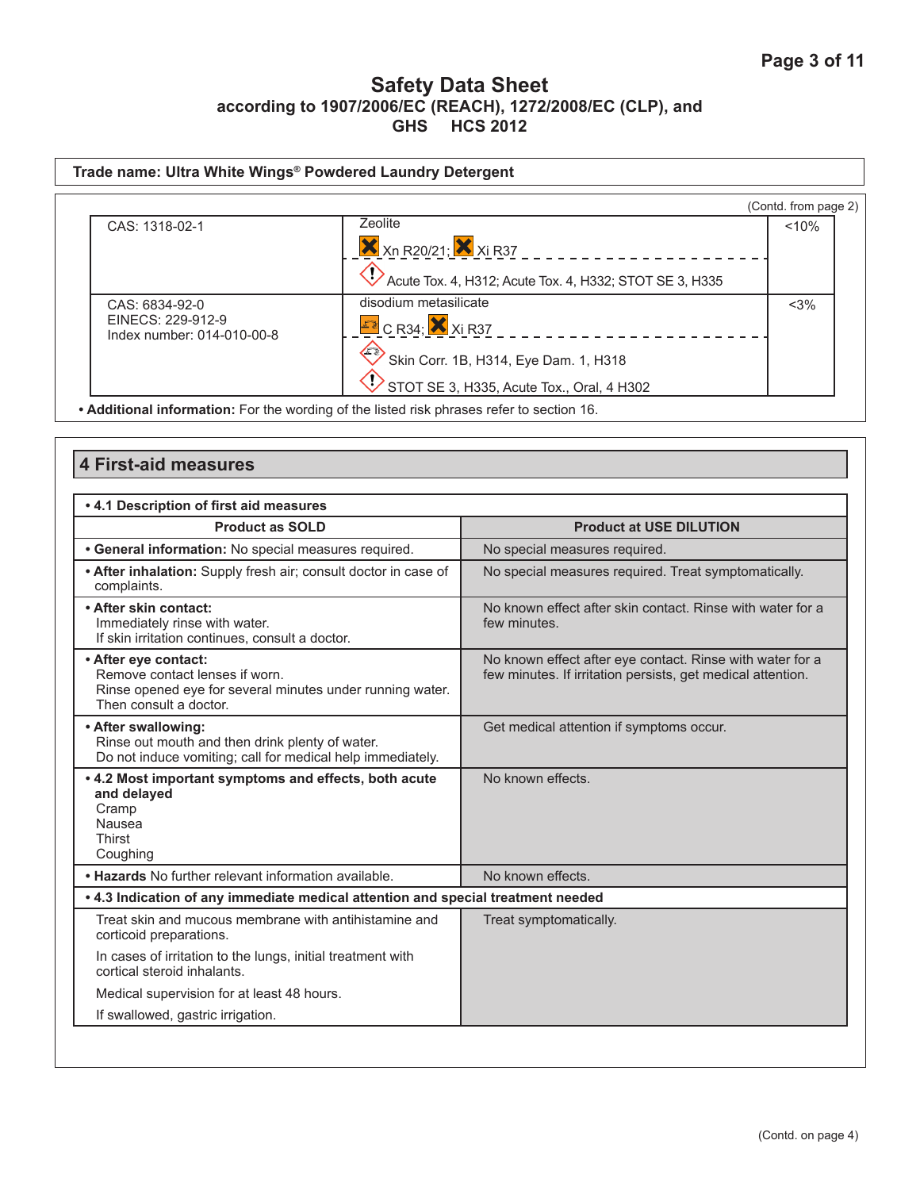# Safety Data Sheet
**according to 1907/2006/EC (REACH), 1272/2008/EC (CLP), and GHS HCS 2012**

**Trade name: Ultra White Wings® Powdered Laundry Detergent**

(Contd. from page 2)

| | | |
|---|---|---|
| CAS: 1318-02-1 | Zeolite<br>Xn R20/21; Xi R37<br>Acute Tox. 4, H312; Acute Tox. 4, H332; STOT SE 3, H335 | <10% |
| CAS: 6834-92-0<br>EINECS: 229-912-9<br>Index number: 014-010-00-8 | disodium metasilicate<br>C R34; Xi R37<br>Skin Corr. 1B, H314, Eye Dam. 1, H318<br>STOT SE 3, H335, Acute Tox., Oral, 4 H302 | <3% |

**• Additional information:** For the wording of the listed risk phrases refer to section 16.

## 4 First-aid measures

**• 4.1 Description of first aid measures**

| Product as SOLD | Product at USE DILUTION |
|---|---|
| **• General information:** No special measures required. | No special measures required. |
| **• After inhalation:** Supply fresh air; consult doctor in case of complaints. | No special measures required. Treat symptomatically. |
| **• After skin contact:**<br>Immediately rinse with water.<br>If skin irritation continues, consult a doctor. | No known effect after skin contact. Rinse with water for a few minutes. |
| **• After eye contact:**<br>Remove contact lenses if worn.<br>Rinse opened eye for several minutes under running water. Then consult a doctor. | No known effect after eye contact. Rinse with water for a few minutes. If irritation persists, get medical attention. |
| **• After swallowing:**<br>Rinse out mouth and then drink plenty of water.<br>Do not induce vomiting; call for medical help immediately. | Get medical attention if symptoms occur. |
| **• 4.2 Most important symptoms and effects, both acute and delayed**<br>Cramp<br>Nausea<br>Thirst<br>Coughing | No known effects. |
| **• Hazards** No further relevant information available. | No known effects. |

**• 4.3 Indication of any immediate medical attention and special treatment needed**

| Product as SOLD | Product at USE DILUTION |
|---|---|
| Treat skin and mucous membrane with antihistamine and corticoid preparations.<br>In cases of irritation to the lungs, initial treatment with cortical steroid inhalants.<br>Medical supervision for at least 48 hours.<br>If swallowed, gastric irrigation. | Treat symptomatically. |

(Contd. on page 4)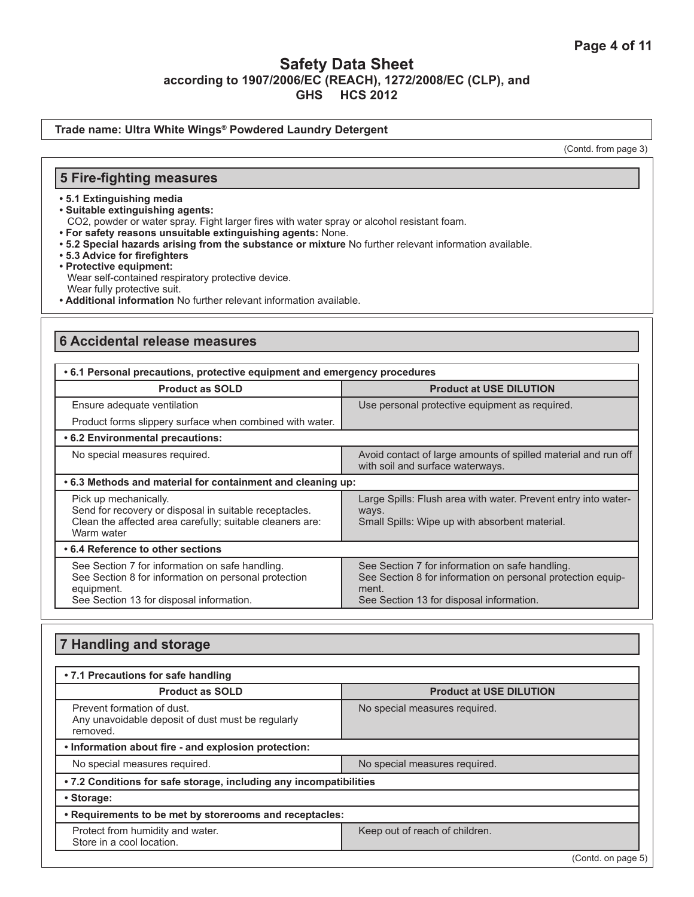# Safety Data Sheet
### according to 1907/2006/EC (REACH), 1272/2008/EC (CLP), and GHS HCS 2012

**Trade name: Ultra White Wings® Powdered Laundry Detergent**

(Contd. from page 3)

## 5 Fire-fighting measures

- **5.1 Extinguishing media**
- **Suitable extinguishing agents:**
  $CO_2$, powder or water spray. Fight larger fires with water spray or alcohol resistant foam.
- **For safety reasons unsuitable extinguishing agents:** None.
- **5.2 Special hazards arising from the substance or mixture** No further relevant information available.
- **5.3 Advice for firefighters**
- **Protective equipment:**
  Wear self-contained respiratory protective device.
  Wear fully protective suit.
- **Additional information** No further relevant information available.

## 6 Accidental release measures

| • 6.1 Personal precautions, protective equipment and emergency procedures | |
|---|---|
| **Product as SOLD** | **Product at USE DILUTION** |
| Ensure adequate ventilation<br>Product forms slippery surface when combined with water. | Use personal protective equipment as required. |
| **• 6.2 Environmental precautions:** | |
| No special measures required. | Avoid contact of large amounts of spilled material and run off with soil and surface waterways. |
| **• 6.3 Methods and material for containment and cleaning up:** | |
| Pick up mechanically.<br>Send for recovery or disposal in suitable receptacles.<br>Clean the affected area carefully; suitable cleaners are: Warm water | Large Spills: Flush area with water. Prevent entry into waterways.<br>Small Spills: Wipe up with absorbent material. |
| **• 6.4 Reference to other sections** | |
| See Section 7 for information on safe handling.<br>See Section 8 for information on personal protection equipment.<br>See Section 13 for disposal information. | See Section 7 for information on safe handling.<br>See Section 8 for information on personal protection equipment.<br>See Section 13 for disposal information. |

## 7 Handling and storage

| • 7.1 Precautions for safe handling | |
|---|---|
| **Product as SOLD** | **Product at USE DILUTION** |
| Prevent formation of dust.<br>Any unavoidable deposit of dust must be regularly removed. | No special measures required. |
| **• Information about fire - and explosion protection:** | |
| No special measures required. | No special measures required. |
| **• 7.2 Conditions for safe storage, including any incompatibilities** | |
| **• Storage:** | |
| **• Requirements to be met by storerooms and receptacles:** | |
| Protect from humidity and water.<br>Store in a cool location. | Keep out of reach of children. |

(Contd. on page 5)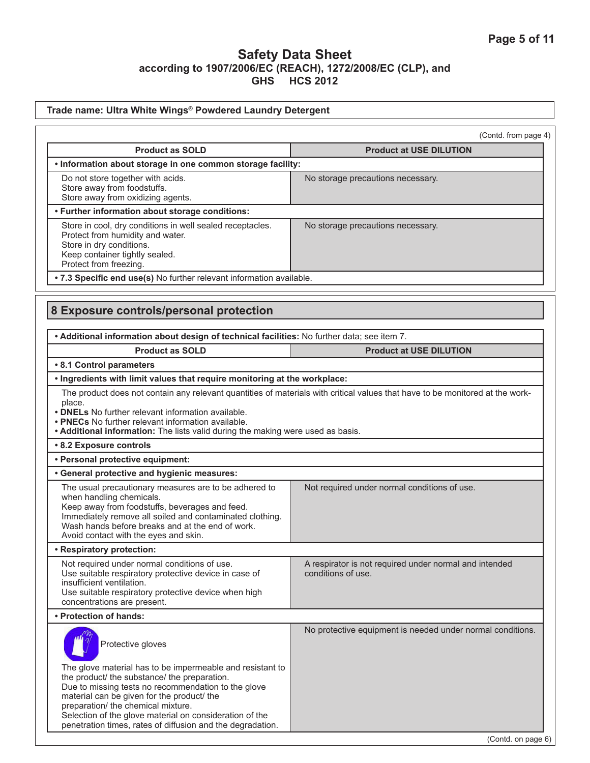**Trade name: Ultra White Wings® Powdered Laundry Detergent**

(Contd. from page 4)

| Product as SOLD | Product at USE DILUTION |
|---|---|
| **• Information about storage in one common storage facility:** | |
| Do not store together with acids.<br>Store away from foodstuffs.<br>Store away from oxidizing agents. | No storage precautions necessary. |
| **• Further information about storage conditions:** | |
| Store in cool, dry conditions in well sealed receptacles.<br>Protect from humidity and water.<br>Store in dry conditions.<br>Keep container tightly sealed.<br>Protect from freezing. | No storage precautions necessary. |
| **• 7.3 Specific end use(s)** No further relevant information available. | |

## 8 Exposure controls/personal protection

**• Additional information about design of technical facilities:** No further data; see item 7.

| Product as SOLD | Product at USE DILUTION |
|---|---|
| **• 8.1 Control parameters** | |
| **• Ingredients with limit values that require monitoring at the workplace:** | |
| The product does not contain any relevant quantities of materials with critical values that have to be monitored at the workplace.<br>**• DNELs** No further relevant information available.<br>**• PNECs** No further relevant information available.<br>**• Additional information:** The lists valid during the making were used as basis. | |
| **• 8.2 Exposure controls** | |
| **• Personal protective equipment:** | |
| **• General protective and hygienic measures:** | |
| The usual precautionary measures are to be adhered to when handling chemicals.<br>Keep away from foodstuffs, beverages and feed.<br>Immediately remove all soiled and contaminated clothing.<br>Wash hands before breaks and at the end of work.<br>Avoid contact with the eyes and skin. | Not required under normal conditions of use. |
| **• Respiratory protection:** | |
| Not required under normal conditions of use.<br>Use suitable respiratory protective device in case of insufficient ventilation.<br>Use suitable respiratory protective device when high concentrations are present. | A respirator is not required under normal and intended conditions of use. |
| **• Protection of hands:** | |
| Protective gloves<br><br>The glove material has to be impermeable and resistant to the product/ the substance/ the preparation.<br>Due to missing tests no recommendation to the glove material can be given for the product/ the preparation/ the chemical mixture.<br>Selection of the glove material on consideration of the penetration times, rates of diffusion and the degradation. | No protective equipment is needed under normal conditions. |

(Contd. on page 6)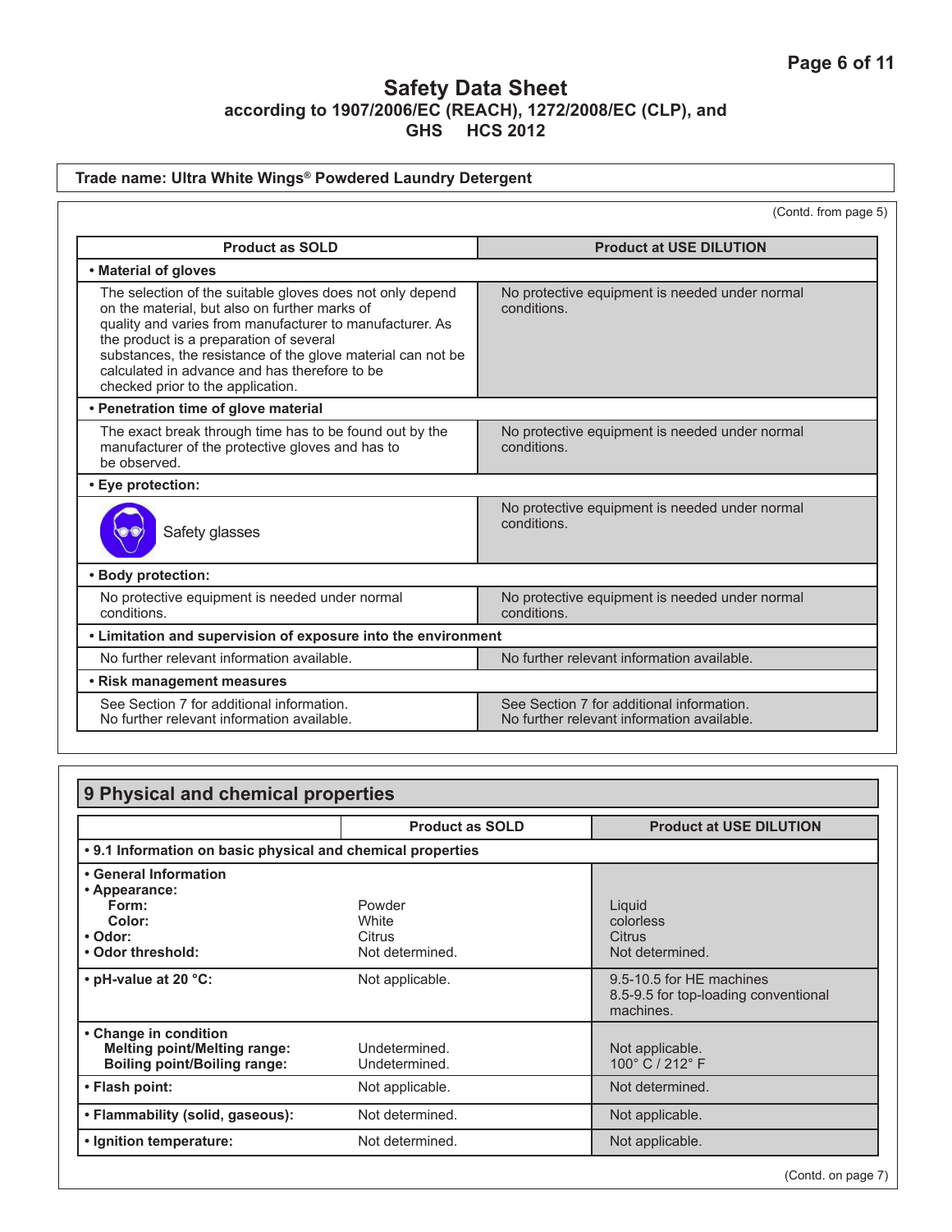Trade name: Ultra White Wings® Powdered Laundry Detergent

(Contd. from page 5)

| Product as SOLD | Product at USE DILUTION |
|---|---|
| **• Material of gloves** | |
| The selection of the suitable gloves does not only depend on the material, but also on further marks of quality and varies from manufacturer to manufacturer. As the product is a preparation of several substances, the resistance of the glove material can not be calculated in advance and has therefore to be checked prior to the application. | No protective equipment is needed under normal conditions. |
| **• Penetration time of glove material** | |
| The exact break through time has to be found out by the manufacturer of the protective gloves and has to be observed. | No protective equipment is needed under normal conditions. |
| **• Eye protection:** | |
| Safety glasses | No protective equipment is needed under normal conditions. |
| **• Body protection:** | |
| No protective equipment is needed under normal conditions. | No protective equipment is needed under normal conditions. |
| **• Limitation and supervision of exposure into the environment** | |
| No further relevant information available. | No further relevant information available. |
| **• Risk management measures** | |
| See Section 7 for additional information. No further relevant information available. | See Section 7 for additional information. No further relevant information available. |

## 9 Physical and chemical properties

| | Product as SOLD | Product at USE DILUTION |
|---|---|---|
| **• 9.1 Information on basic physical and chemical properties** | | |
| **• General Information** | | |
| **• Appearance:** | | |
| **Form:** | Powder | Liquid |
| **Color:** | White | colorless |
| **• Odor:** | Citrus | Citrus |
| **• Odor threshold:** | Not determined. | Not determined. |
| **• pH-value at 20 °C:** | Not applicable. | 9.5-10.5 for HE machines<br>8.5-9.5 for top-loading conventional machines. |
| **• Change in condition** | | |
| **Melting point/Melting range:** | Undetermined. | Not applicable. |
| **Boiling point/Boiling range:** | Undetermined. | 100° C / 212° F |
| **• Flash point:** | Not applicable. | Not determined. |
| **• Flammability (solid, gaseous):** | Not determined. | Not applicable. |
| **• Ignition temperature:** | Not determined. | Not applicable. |

(Contd. on page 7)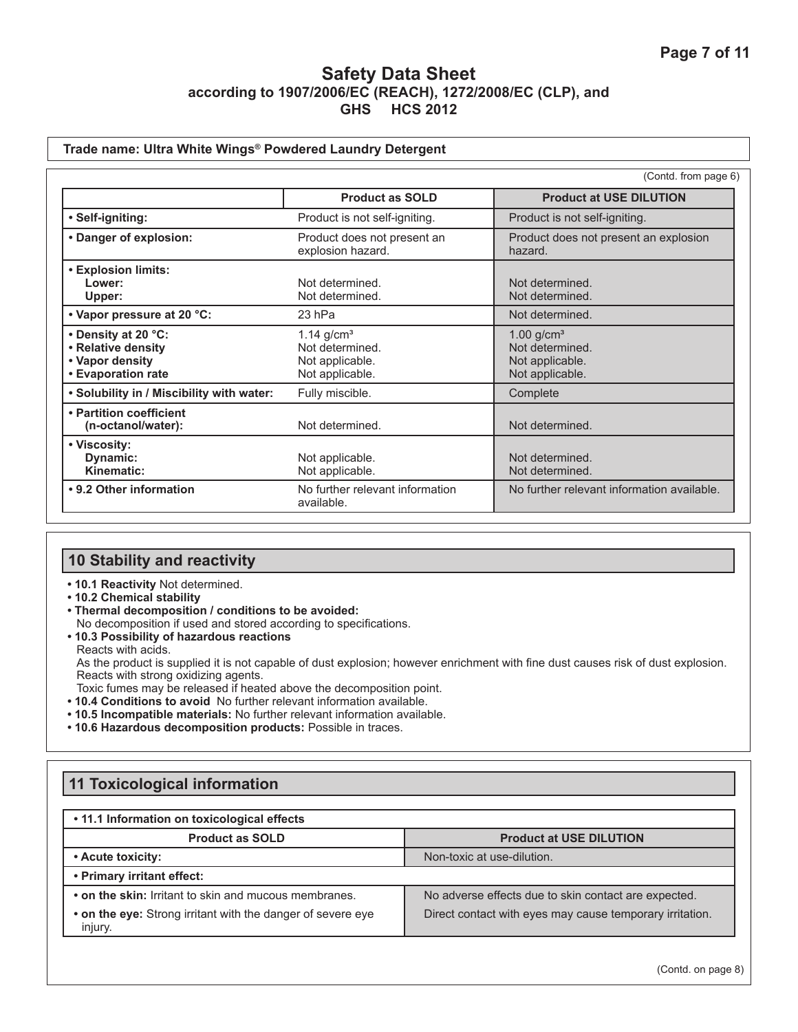# Safety Data Sheet
## according to 1907/2006/EC (REACH), 1272/2008/EC (CLP), and GHS HCS 2012

**Trade name: Ultra White Wings® Powdered Laundry Detergent**

(Contd. from page 6)

| | **Product as SOLD** | **Product at USE DILUTION** |
|---|---|---|
| **• Self-igniting:** | Product is not self-igniting. | Product is not self-igniting. |
| **• Danger of explosion:** | Product does not present an explosion hazard. | Product does not present an explosion hazard. |
| **• Explosion limits:**<br>**Lower:**<br>**Upper:** | <br>Not determined.<br>Not determined. | <br>Not determined.<br>Not determined. |
| **• Vapor pressure at 20 °C:** | 23 hPa | Not determined. |
| **• Density at 20 °C:**<br>**• Relative density**<br>**• Vapor density**<br>**• Evaporation rate** | 1.14 g/cm³<br>Not determined.<br>Not applicable.<br>Not applicable. | 1.00 g/cm³<br>Not determined.<br>Not applicable.<br>Not applicable. |
| **• Solubility in / Miscibility with water:** | Fully miscible. | Complete |
| **• Partition coefficient (n-octanol/water):** | Not determined. | Not determined. |
| **• Viscosity:**<br>**Dynamic:**<br>**Kinematic:** | <br>Not applicable.<br>Not applicable. | <br>Not determined.<br>Not determined. |
| **• 9.2 Other information** | No further relevant information available. | No further relevant information available. |

## 10 Stability and reactivity

- **10.1 Reactivity** Not determined.
- **10.2 Chemical stability**
- **Thermal decomposition / conditions to be avoided:**
  No decomposition if used and stored according to specifications.
- **10.3 Possibility of hazardous reactions**
  Reacts with acids.
  As the product is supplied it is not capable of dust explosion; however enrichment with fine dust causes risk of dust explosion.
  Reacts with strong oxidizing agents.
  Toxic fumes may be released if heated above the decomposition point.
- **10.4 Conditions to avoid** No further relevant information available.
- **10.5 Incompatible materials:** No further relevant information available.
- **10.6 Hazardous decomposition products:** Possible in traces.

## 11 Toxicological information

| **• 11.1 Information on toxicological effects** | |
|---|---|
| **Product as SOLD** | **Product at USE DILUTION** |
| **• Acute toxicity:** | Non-toxic at use-dilution. |
| **• Primary irritant effect:** | |
| **• on the skin:** Irritant to skin and mucous membranes. | No adverse effects due to skin contact are expected. |
| **• on the eye:** Strong irritant with the danger of severe eye injury. | Direct contact with eyes may cause temporary irritation. |

(Contd. on page 8)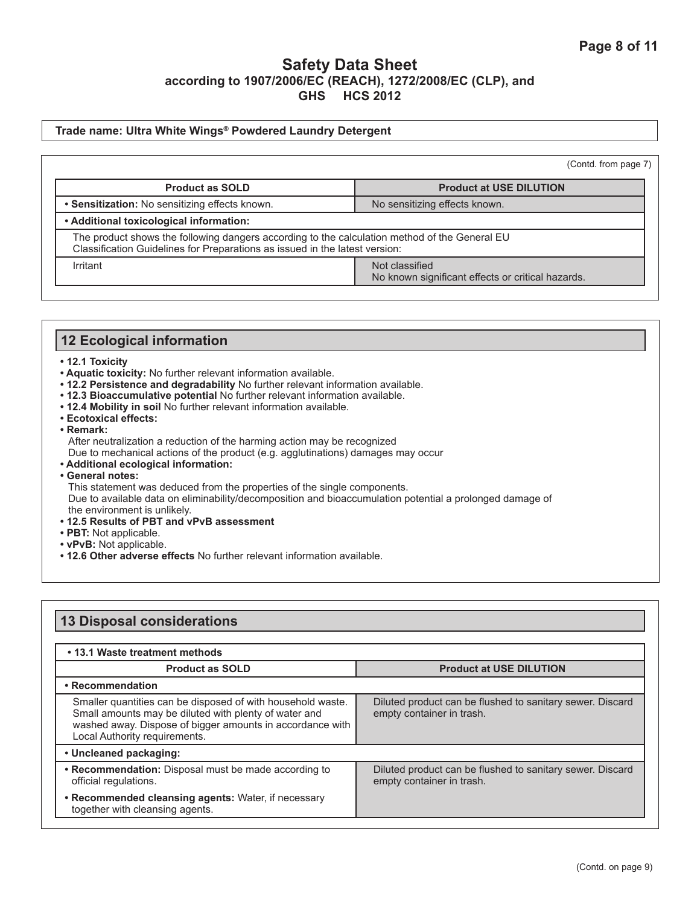# Safety Data Sheet
**according to 1907/2006/EC (REACH), 1272/2008/EC (CLP), and GHS HCS 2012**

**Trade name: Ultra White Wings® Powdered Laundry Detergent**

(Contd. from page 7)

| Product as SOLD | Product at USE DILUTION |
|---|---|
| • **Sensitization:** No sensitizing effects known. | No sensitizing effects known. |
| • **Additional toxicological information:** | |
| The product shows the following dangers according to the calculation method of the General EU Classification Guidelines for Preparations as issued in the latest version: | |
| Irritant | Not classified<br>No known significant effects or critical hazards. |

## 12 Ecological information

- **12.1 Toxicity**
- **Aquatic toxicity:** No further relevant information available.
- **12.2 Persistence and degradability** No further relevant information available.
- **12.3 Bioaccumulative potential** No further relevant information available.
- **12.4 Mobility in soil** No further relevant information available.
- **Ecotoxical effects:**
- **Remark:**
  After neutralization a reduction of the harming action may be recognized
  Due to mechanical actions of the product (e.g. agglutinations) damages may occur
- **Additional ecological information:**
- **General notes:**
  This statement was deduced from the properties of the single components.
  Due to available data on eliminability/decomposition and bioaccumulation potential a prolonged damage of the environment is unlikely.
- **12.5 Results of PBT and vPvB assessment**
- **PBT:** Not applicable.
- **vPvB:** Not applicable.
- **12.6 Other adverse effects** No further relevant information available.

## 13 Disposal considerations

| • 13.1 Waste treatment methods | |
|---|---|
| **Product as SOLD** | **Product at USE DILUTION** |
| • **Recommendation** | |
| Smaller quantities can be disposed of with household waste. Small amounts may be diluted with plenty of water and washed away. Dispose of bigger amounts in accordance with Local Authority requirements. | Diluted product can be flushed to sanitary sewer. Discard empty container in trash. |
| • **Uncleaned packaging:** | |
| • **Recommendation:** Disposal must be made according to official regulations.<br>• **Recommended cleansing agents:** Water, if necessary together with cleansing agents. | Diluted product can be flushed to sanitary sewer. Discard empty container in trash. |

(Contd. on page 9)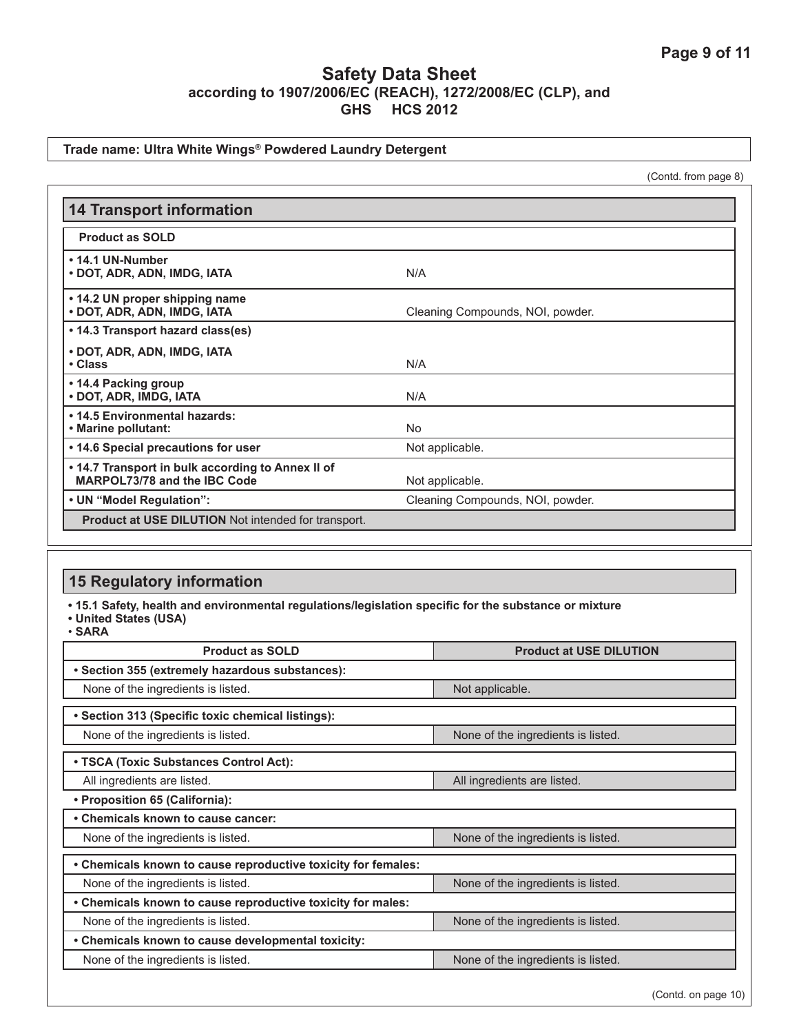# Safety Data Sheet
**according to 1907/2006/EC (REACH), 1272/2008/EC (CLP), and GHS HCS 2012**

**Trade name: Ultra White Wings® Powdered Laundry Detergent**

(Contd. from page 8)

## 14 Transport information

| Product as SOLD | |
|---|---|
| **• 14.1 UN-Number**<br>**• DOT, ADR, ADN, IMDG, IATA** | N/A |
| **• 14.2 UN proper shipping name**<br>**• DOT, ADR, ADN, IMDG, IATA** | Cleaning Compounds, NOI, powder. |
| **• 14.3 Transport hazard class(es)**<br>**• DOT, ADR, ADN, IMDG, IATA**<br>**• Class** | N/A |
| **• 14.4 Packing group**<br>**• DOT, ADR, IMDG, IATA** | N/A |
| **• 14.5 Environmental hazards:**<br>**• Marine pollutant:** | No |
| **• 14.6 Special precautions for user** | Not applicable. |
| **• 14.7 Transport in bulk according to Annex II of MARPOL73/78 and the IBC Code** | Not applicable. |
| **• UN "Model Regulation":** | Cleaning Compounds, NOI, powder. |
| **Product at USE DILUTION** Not intended for transport. | |

## 15 Regulatory information

**• 15.1 Safety, health and environmental regulations/legislation specific for the substance or mixture**
**• United States (USA)**
**• SARA**

| Product as SOLD | Product at USE DILUTION |
|---|---|
| **• Section 355 (extremely hazardous substances):** | |
| None of the ingredients is listed. | Not applicable. |
| **• Section 313 (Specific toxic chemical listings):** | |
| None of the ingredients is listed. | None of the ingredients is listed. |
| **• TSCA (Toxic Substances Control Act):** | |
| All ingredients are listed. | All ingredients are listed. |
| **• Proposition 65 (California):** | |
| **• Chemicals known to cause cancer:** | |
| None of the ingredients is listed. | None of the ingredients is listed. |
| **• Chemicals known to cause reproductive toxicity for females:** | |
| None of the ingredients is listed. | None of the ingredients is listed. |
| **• Chemicals known to cause reproductive toxicity for males:** | |
| None of the ingredients is listed. | None of the ingredients is listed. |
| **• Chemicals known to cause developmental toxicity:** | |
| None of the ingredients is listed. | None of the ingredients is listed. |

(Contd. on page 10)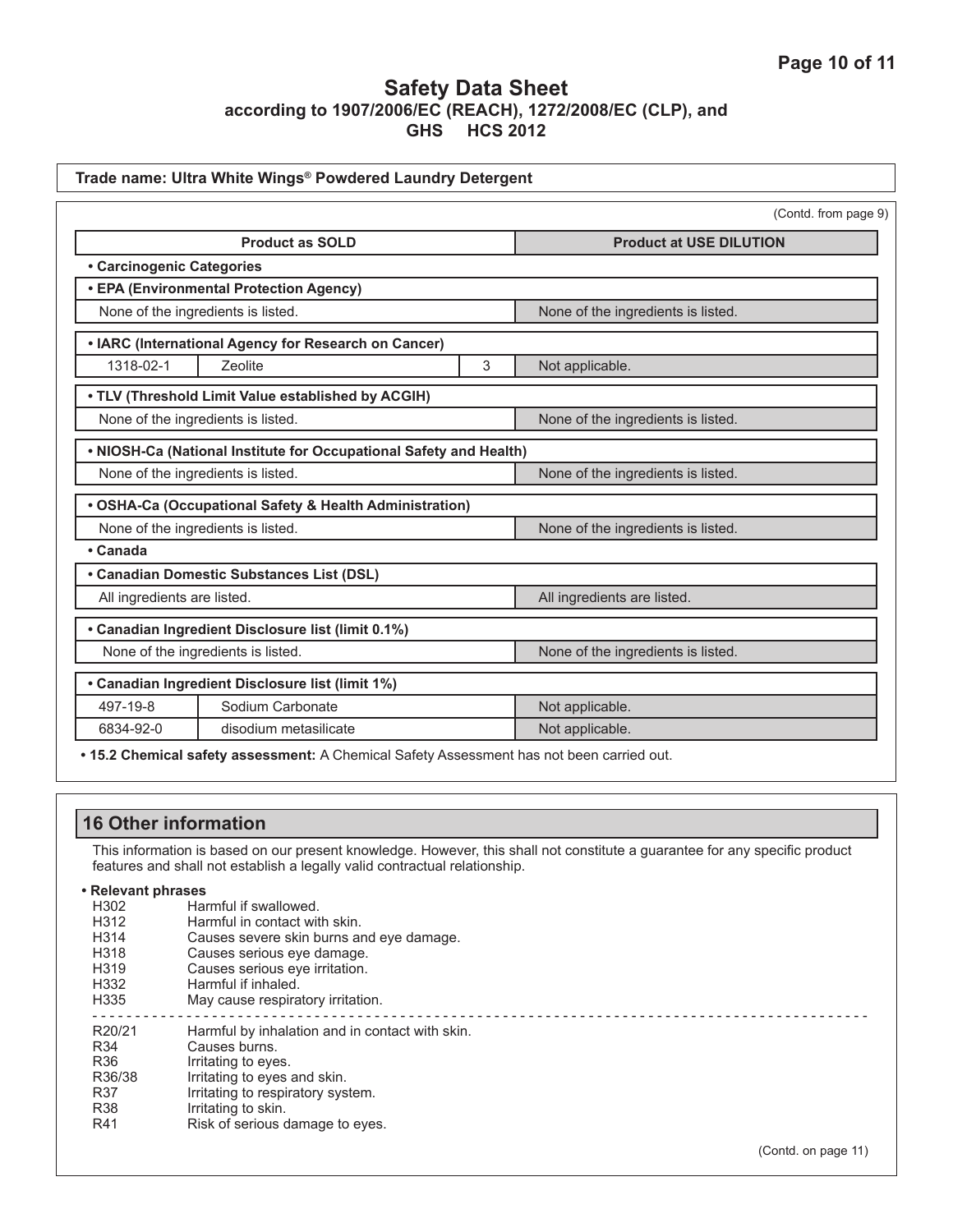# Safety Data Sheet

**according to 1907/2006/EC (REACH), 1272/2008/EC (CLP), and GHS HCS 2012**

**Trade name: Ultra White Wings® Powdered Laundry Detergent**

(Contd. from page 9)

| Product as SOLD | | | Product at USE DILUTION |
|---|---|---|---|
| **• Carcinogenic Categories** | | | |
| **• EPA (Environmental Protection Agency)** | | | |
| None of the ingredients is listed. | | | None of the ingredients is listed. |
| **• IARC (International Agency for Research on Cancer)** | | | |
| 1318-02-1 | Zeolite | 3 | Not applicable. |
| **• TLV (Threshold Limit Value established by ACGIH)** | | | |
| None of the ingredients is listed. | | | None of the ingredients is listed. |
| **• NIOSH-Ca (National Institute for Occupational Safety and Health)** | | | |
| None of the ingredients is listed. | | | None of the ingredients is listed. |
| **• OSHA-Ca (Occupational Safety & Health Administration)** | | | |
| None of the ingredients is listed. | | | None of the ingredients is listed. |
| **• Canada** | | | |
| **• Canadian Domestic Substances List (DSL)** | | | |
| All ingredients are listed. | | | All ingredients are listed. |
| **• Canadian Ingredient Disclosure list (limit 0.1%)** | | | |
| None of the ingredients is listed. | | | None of the ingredients is listed. |
| **• Canadian Ingredient Disclosure list (limit 1%)** | | | |
| 497-19-8 | Sodium Carbonate | | Not applicable. |
| 6834-92-0 | disodium metasilicate | | Not applicable. |

**• 15.2 Chemical safety assessment:** A Chemical Safety Assessment has not been carried out.

## 16 Other information

This information is based on our present knowledge. However, this shall not constitute a guarantee for any specific product features and shall not establish a legally valid contractual relationship.

**• Relevant phrases**

| | |
|---|---|
| H302 | Harmful if swallowed. |
| H312 | Harmful in contact with skin. |
| H314 | Causes severe skin burns and eye damage. |
| H318 | Causes serious eye damage. |
| H319 | Causes serious eye irritation. |
| H332 | Harmful if inhaled. |
| H335 | May cause respiratory irritation. |

---

| | |
|---|---|
| R20/21 | Harmful by inhalation and in contact with skin. |
| R34 | Causes burns. |
| R36 | Irritating to eyes. |
| R36/38 | Irritating to eyes and skin. |
| R37 | Irritating to respiratory system. |
| R38 | Irritating to skin. |
| R41 | Risk of serious damage to eyes. |

(Contd. on page 11)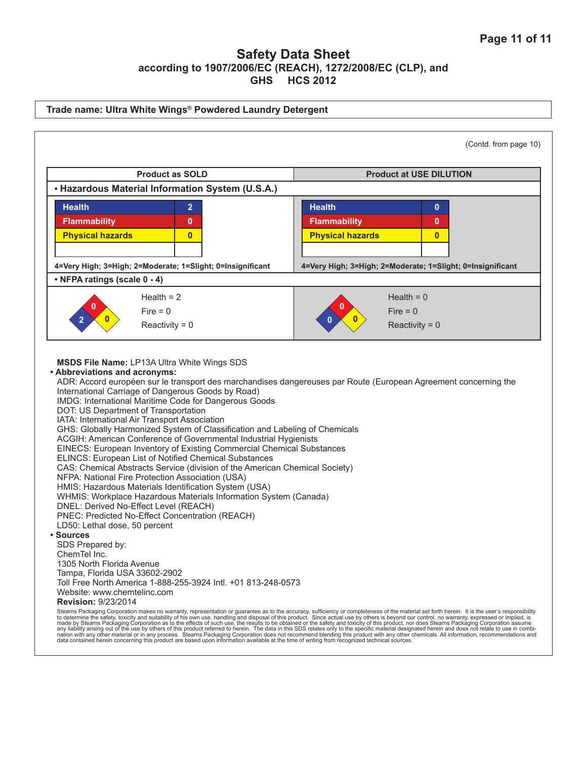## Safety Data Sheet
### according to 1907/2006/EC (REACH), 1272/2008/EC (CLP), and GHS HCS 2012

**Trade name: Ultra White Wings® Powdered Laundry Detergent**

(Contd. from page 10)

| Product as SOLD | | Product at USE DILUTION | |
|---|---|---|---|
| **• Hazardous Material Information System (U.S.A.)** | | | |
| Health | 2 | Health | 0 |
| Flammability | 0 | Flammability | 0 |
| Physical hazards | 0 | Physical hazards | 0 |
| 4=Very High; 3=High; 2=Moderate; 1=Slight; 0=Insignificant | | 4=Very High; 3=High; 2=Moderate; 1=Slight; 0=Insignificant | |
| **• NFPA ratings (scale 0 - 4)** | | | |
| Health = 2 | | Health = 0 | |
| Fire = 0 | | Fire = 0 | |
| Reactivity = 0 | | Reactivity = 0 | |

**MSDS File Name:** LP13A Ultra White Wings SDS

**• Abbreviations and acronyms:**

ADR: Accord européen sur le transport des marchandises dangereuses par Route (European Agreement concerning the International Carriage of Dangerous Goods by Road)
IMDG: International Maritime Code for Dangerous Goods
DOT: US Department of Transportation
IATA: International Air Transport Association
GHS: Globally Harmonized System of Classification and Labeling of Chemicals
ACGIH: American Conference of Governmental Industrial Hygienists
EINECS: European Inventory of Existing Commercial Chemical Substances
ELINCS: European List of Notified Chemical Substances
CAS: Chemical Abstracts Service (division of the American Chemical Society)
NFPA: National Fire Protection Association (USA)
HMIS: Hazardous Materials Identification System (USA)
WHMIS: Workplace Hazardous Materials Information System (Canada)
DNEL: Derived No-Effect Level (REACH)
PNEC: Predicted No-Effect Concentration (REACH)
LD50: Lethal dose, 50 percent

**• Sources**

SDS Prepared by:
ChemTel Inc.
1305 North Florida Avenue
Tampa, Florida USA 33602-2902
Toll Free North America 1-888-255-3924 Intl. +01 813-248-0573
Website: www.chemtelinc.com

**Revision:** 9/23/2014

Stearns Packaging Corporation makes no warranty, representation or guarantee as to the accuracy, sufficiency or completeness of the material set forth herein. It is the user's responsibility to determine the safety, toxicity and suitability of his own use, handling and disposal of this product. Since actual use by others is beyond our control, no warranty, expressed or implied, is made by Stearns Packaging Corporation as to the effects of such use, the results to be obtained or the safety and toxicity of this product, nor does Stearns Packaging Corporation assume any liability arising out of the use by others of this product referred to herein. The data in this SDS relates only to the specific material designated herein and does not relate to use in combination with any other material or in any process. Stearns Packaging Corporation does not recommend blending this product with any other chemicals. All information, recommendations and data contained herein concerning this product are based upon information available at the time of writing from recognized technical sources.